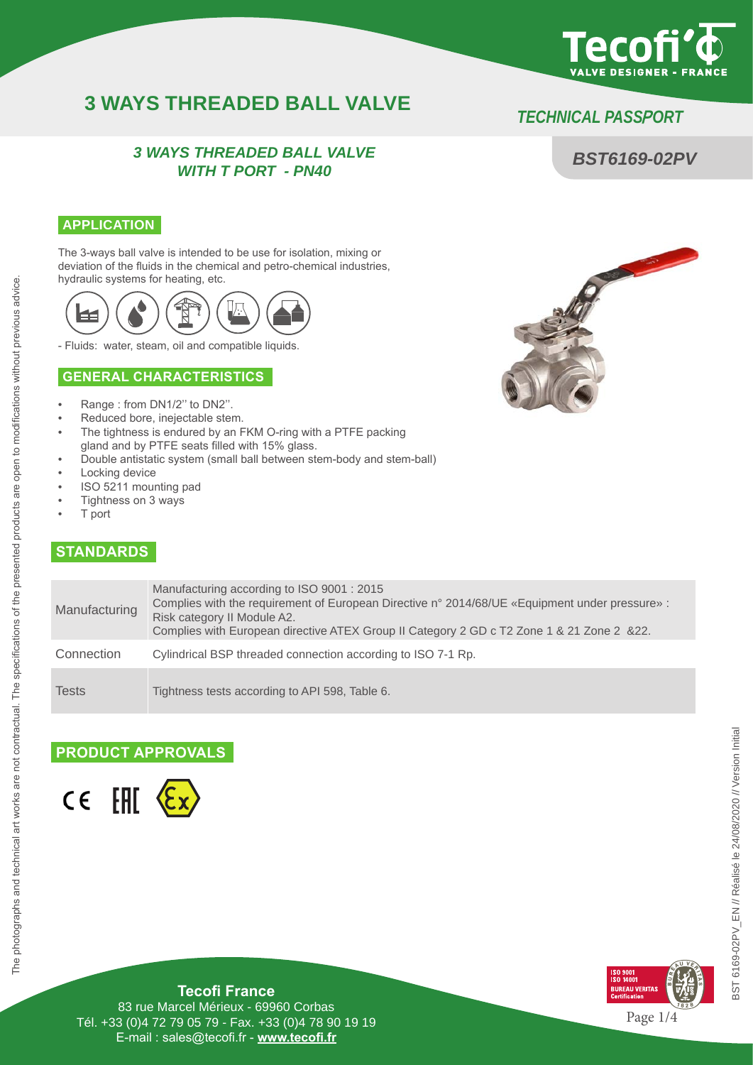# 3 WAYS THREADED BALL VALVE

*TECHNICAL PASSPORT*

***3 WAYS THREADED BALL VALVE WITH T PORT - PN40***

***BST6169-02PV***

## APPLICATION

The 3-ways ball valve is intended to be use for isolation, mixing or deviation of the fluids in the chemical and petro-chemical industries, hydraulic systems for heating, etc.

- Fluids: water, steam, oil and compatible liquids.

## GENERAL CHARACTERISTICS

- Range : from DN1/2'' to DN2''.
- Reduced bore, inejectable stem.
- The tightness is endured by an FKM O-ring with a PTFE packing gland and by PTFE seats filled with 15% glass.
- Double antistatic system (small ball between stem-body and stem-ball)
- Locking device
- ISO 5211 mounting pad
- Tightness on 3 ways
- T port

## STANDARDS

| | |
|---|---|
| Manufacturing | Manufacturing according to ISO 9001 : 2015<br>Complies with the requirement of European Directive n° 2014/68/UE «Equipment under pressure» : Risk category II Module A2.<br>Complies with European directive ATEX Group II Category 2 GD c T2 Zone 1 & 21 Zone 2 &22. |
| Connection | Cylindrical BSP threaded connection according to ISO 7-1 Rp. |
| Tests | Tightness tests according to API 598, Table 6. |

## PRODUCT APPROVALS

CE EAC Ex

The photographs and technical art works are not contractual. The specifications of the presented products are open to modifications without previous advice.

BST 6169-02PV_EN // Réalisé le 24/08/2020 // Version Initial

**Tecofi France**
83 rue Marcel Mérieux - 69960 Corbas
Tél. +33 (0)4 72 79 05 79 - Fax. +33 (0)4 78 90 19 19
E-mail : sales@tecofi.fr - **www.tecofi.fr**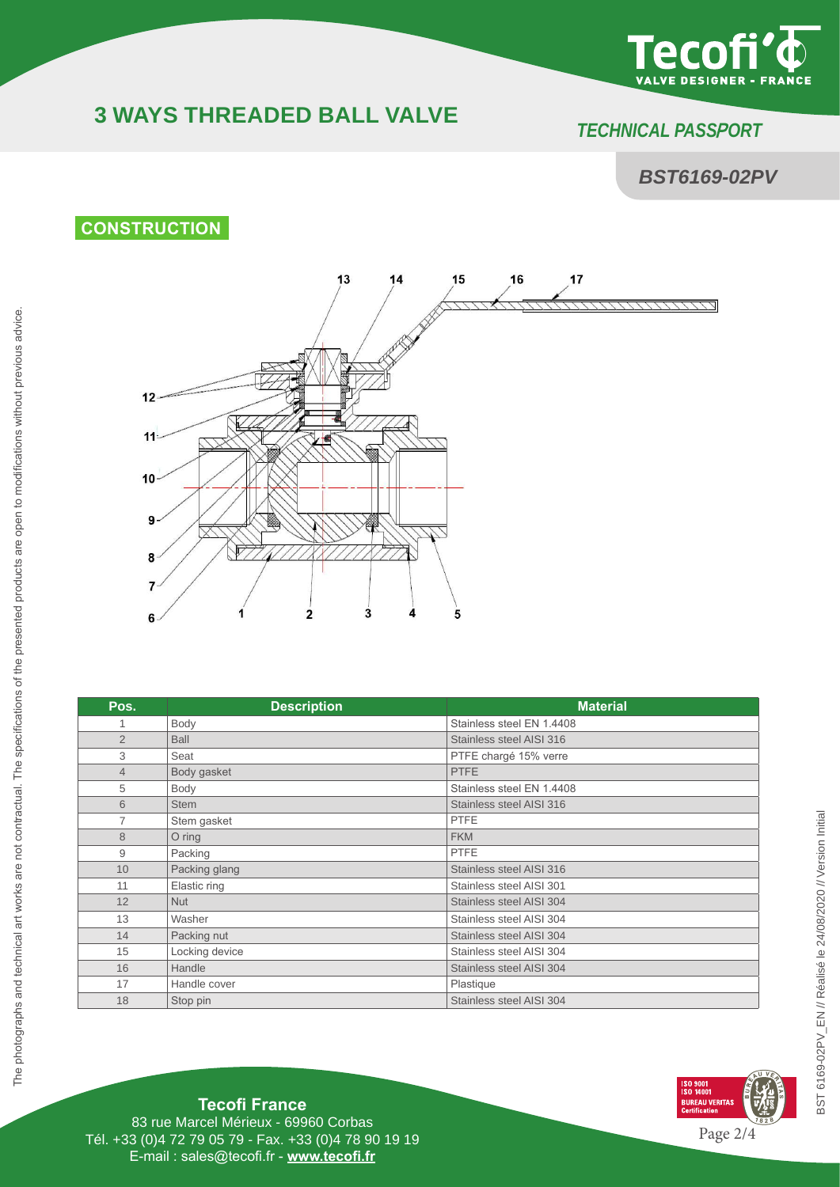# 3 WAYS THREADED BALL VALVE

*TECHNICAL PASSPORT*

***BST6169-02PV***

## CONSTRUCTION

| Pos. | Description | Material |
|---|---|---|
| 1 | Body | Stainless steel EN 1.4408 |
| 2 | Ball | Stainless steel AISI 316 |
| 3 | Seat | PTFE chargé 15% verre |
| 4 | Body gasket | PTFE |
| 5 | Body | Stainless steel EN 1.4408 |
| 6 | Stem | Stainless steel AISI 316 |
| 7 | Stem gasket | PTFE |
| 8 | O ring | FKM |
| 9 | Packing | PTFE |
| 10 | Packing glang | Stainless steel AISI 316 |
| 11 | Elastic ring | Stainless steel AISI 301 |
| 12 | Nut | Stainless steel AISI 304 |
| 13 | Washer | Stainless steel AISI 304 |
| 14 | Packing nut | Stainless steel AISI 304 |
| 15 | Locking device | Stainless steel AISI 304 |
| 16 | Handle | Stainless steel AISI 304 |
| 17 | Handle cover | Plastique |
| 18 | Stop pin | Stainless steel AISI 304 |

The photographs and technical art works are not contractual. The specifications of the presented products are open to modifications without previous advice.

**Tecofi France**
83 rue Marcel Mérieux - 69960 Corbas
Tél. +33 (0)4 72 79 05 79 - Fax. +33 (0)4 78 90 19 19
E-mail : sales@tecofi.fr - **www.tecofi.fr**

BST 6169-02PV_EN // Réalisé le 24/08/2020 // Version Initial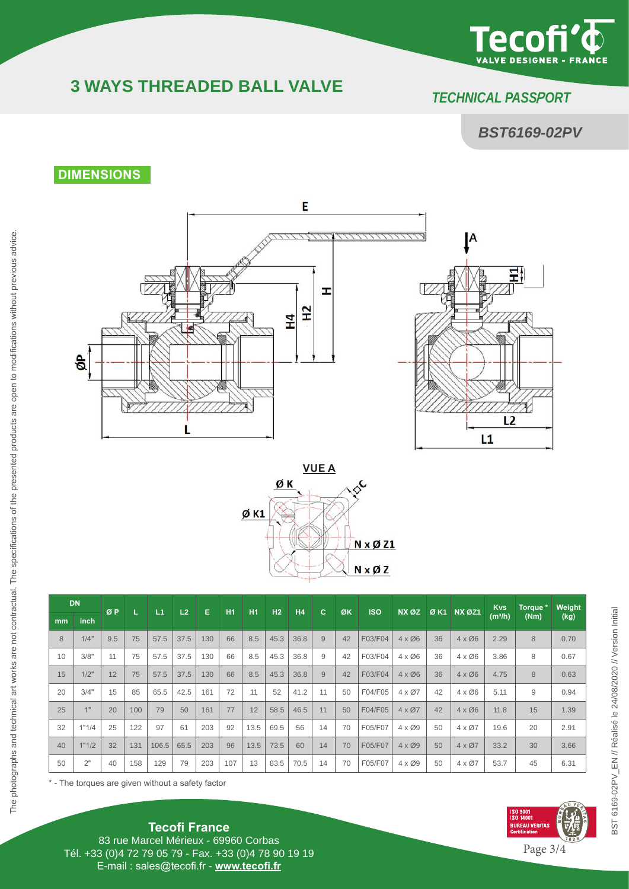# 3 WAYS THREADED BALL VALVE

*TECHNICAL PASSPORT*

***BST6169-02PV***

## DIMENSIONS

| DN | | Ø P | L | L1 | L2 | E | H1 | H1 | H2 | H4 | C | ØK | ISO | NX ØZ | Ø K1 | NX ØZ1 | Kvs ($m^3/h$) | Torque * (Nm) | Weight (kg) |
|---|---|---|---|---|---|---|---|---|---|---|---|---|---|---|---|---|---|---|---|
| mm | inch | | | | | | | | | | | | | | | | | | |
| 8 | 1/4" | 9.5 | 75 | 57.5 | 37.5 | 130 | 66 | 8.5 | 45.3 | 36.8 | 9 | 42 | F03/F04 | 4 x Ø6 | 36 | 4 x Ø6 | 2.29 | 8 | 0.70 |
| 10 | 3/8" | 11 | 75 | 57.5 | 37.5 | 130 | 66 | 8.5 | 45.3 | 36.8 | 9 | 42 | F03/F04 | 4 x Ø6 | 36 | 4 x Ø6 | 3.86 | 8 | 0.67 |
| 15 | 1/2" | 12 | 75 | 57.5 | 37.5 | 130 | 66 | 8.5 | 45.3 | 36.8 | 9 | 42 | F03/F04 | 4 x Ø6 | 36 | 4 x Ø6 | 4.75 | 8 | 0.63 |
| 20 | 3/4" | 15 | 85 | 65.5 | 42.5 | 161 | 72 | 11 | 52 | 41.2 | 11 | 50 | F04/F05 | 4 x Ø7 | 42 | 4 x Ø6 | 5.11 | 9 | 0.94 |
| 25 | 1" | 20 | 100 | 79 | 50 | 161 | 77 | 12 | 58.5 | 46.5 | 11 | 50 | F04/F05 | 4 x Ø7 | 42 | 4 x Ø6 | 11.8 | 15 | 1.39 |
| 32 | 1"1/4 | 25 | 122 | 97 | 61 | 203 | 92 | 13.5 | 69.5 | 56 | 14 | 70 | F05/F07 | 4 x Ø9 | 50 | 4 x Ø7 | 19.6 | 20 | 2.91 |
| 40 | 1"1/2 | 32 | 131 | 106.5 | 65.5 | 203 | 96 | 13.5 | 73.5 | 60 | 14 | 70 | F05/F07 | 4 x Ø9 | 50 | 4 x Ø7 | 33.2 | 30 | 3.66 |
| 50 | 2" | 40 | 158 | 129 | 79 | 203 | 107 | 13 | 83.5 | 70.5 | 14 | 70 | F05/F07 | 4 x Ø9 | 50 | 4 x Ø7 | 53.7 | 45 | 6.31 |

* - The torques are given without a safety factor

The photographs and technical art works are not contractual. The specifications of the presented products are open to modifications without previous advice.

**Tecofi France**
83 rue Marcel Mérieux - 69960 Corbas
Tél. +33 (0)4 72 79 05 79 - Fax. +33 (0)4 78 90 19 19
E-mail : sales@tecofi.fr - **www.tecofi.fr**

BST 6169-02PV_EN // Réalisé le 24/08/2020 // Version Initial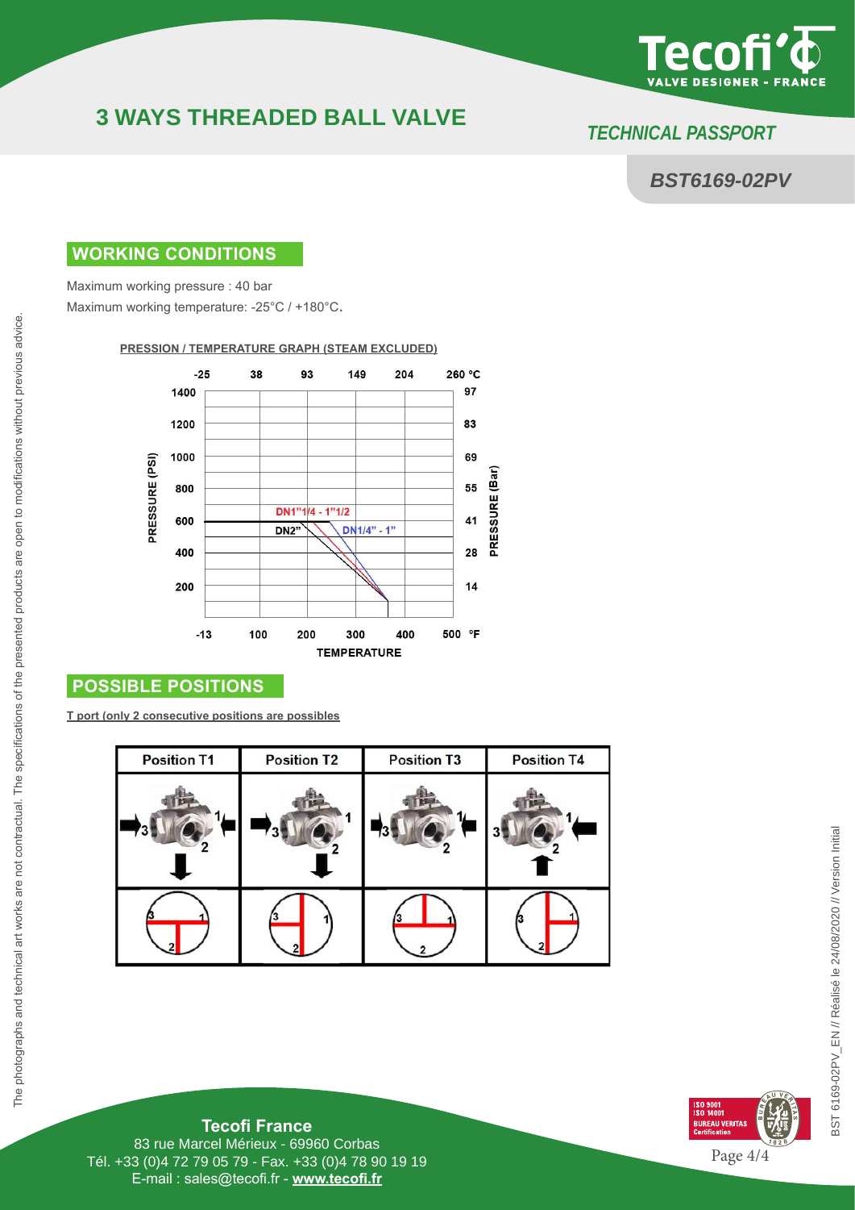# 3 WAYS THREADED BALL VALVE

*TECHNICAL PASSPORT*

***BST6169-02PV***

## WORKING CONDITIONS

Maximum working pressure : 40 bar

Maximum working temperature: -25°C / +180°C.

**PRESSION / TEMPERATURE GRAPH (STEAM EXCLUDED)**

-25 38 93 149 204 260 °C

PRESSURE (PSI): 1400 1200 1000 800 600 400 200

PRESSURE (Bar): 97 83 69 55 41 28 14

DN1"1/4 - 1"1/2

DN2"

DN1/4" - 1"

-13 100 200 300 400 500 °F

TEMPERATURE

## POSSIBLE POSITIONS

**T port (only 2 consecutive positions are possibles**

| Position T1 | Position T2 | Position T3 | Position T4 |
|---|---|---|---|
| 3, 1, 2 | 3, 1, 2 | 3, 1, 2 | 3, 1, 2 |
| 3, 1, 2 | 3, 1, 2 | 3, 1, 2 | 3, 1, 2 |

The photographs and technical art works are not contractual. The specifications of the presented products are open to modifications without previous advice.

BST 6169-02PV_EN // Réalisé le 24/08/2020 // Version Initial

ISO 9001
ISO 14001
BUREAU VERITAS
Certification

**Tecofi France**

83 rue Marcel Mérieux - 69960 Corbas

Tél. +33 (0)4 72 79 05 79 - Fax. +33 (0)4 78 90 19 19

E-mail : sales@tecofi.fr - **www.tecofi.fr**